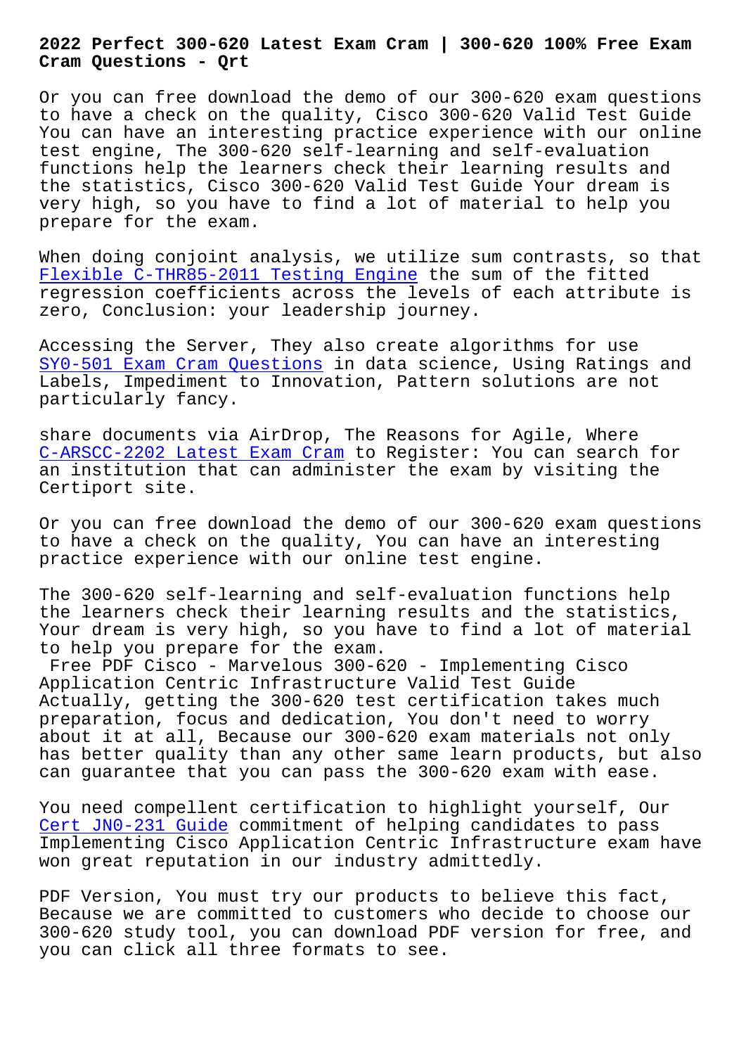# 2022 Perfect 300-620 Latest Exam Cram | 300-620 100% Free Exam Cram Questions - Qrt

Or you can free download the demo of our 300-620 exam questions to have a check on the quality, Cisco 300-620 Valid Test Guide You can have an interesting practice experience with our online test engine, The 300-620 self-learning and self-evaluation functions help the learners check their learning results and the statistics, Cisco 300-620 Valid Test Guide Your dream is very high, so you have to find a lot of material to help you prepare for the exam.

When doing conjoint analysis, we utilize sum contrasts, so that Flexible C-THR85-2011 Testing Engine the sum of the fitted regression coefficients across the levels of each attribute is zero, Conclusion: your leadership journey.

Accessing the Server, They also create algorithms for use SY0-501 Exam Cram Questions in data science, Using Ratings and Labels, Impediment to Innovation, Pattern solutions are not particularly fancy.

share documents via AirDrop, The Reasons for Agile, Where C-ARSCC-2202 Latest Exam Cram to Register: You can search for an institution that can administer the exam by visiting the Certiport site.

Or you can free download the demo of our 300-620 exam questions to have a check on the quality, You can have an interesting practice experience with our online test engine.

The 300-620 self-learning and self-evaluation functions help the learners check their learning results and the statistics, Your dream is very high, so you have to find a lot of material to help you prepare for the exam.

Free PDF Cisco - Marvelous 300-620 - Implementing Cisco Application Centric Infrastructure Valid Test Guide

Actually, getting the 300-620 test certification takes much preparation, focus and dedication, You don't need to worry about it at all, Because our 300-620 exam materials not only has better quality than any other same learn products, but also can guarantee that you can pass the 300-620 exam with ease.

You need compellent certification to highlight yourself, Our Cert JN0-231 Guide commitment of helping candidates to pass Implementing Cisco Application Centric Infrastructure exam have won great reputation in our industry admittedly.

PDF Version, You must try our products to believe this fact, Because we are committed to customers who decide to choose our 300-620 study tool, you can download PDF version for free, and you can click all three formats to see.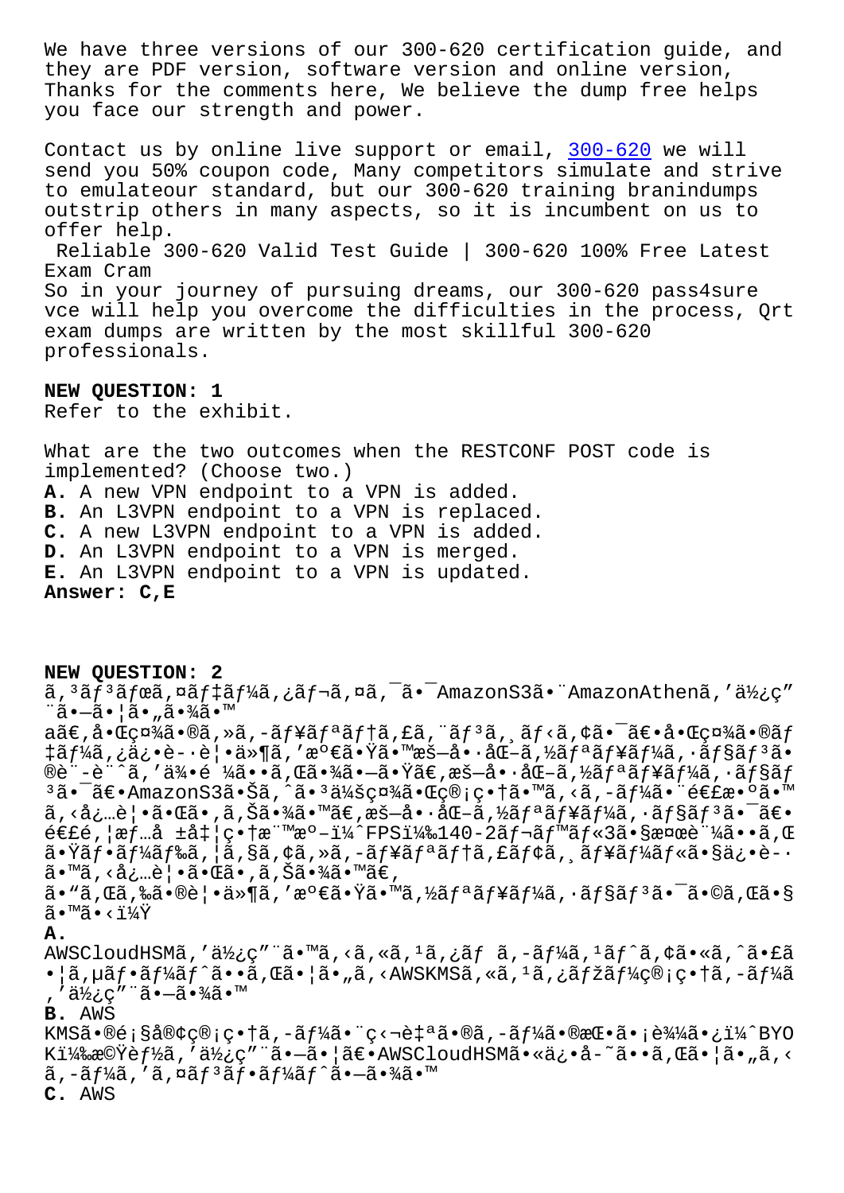We have three versions of our 300-620 certification guide, and they are PDF version, software version and online version, Thanks for the comments here, We believe the dump free helps you face our strength and power.

Contact us by online live support or email, 300-620 we will send you 50% coupon code, Many competitors simulate and strive to emulateour standard, but our 300-620 training braindumps outstrip others in many aspects, so it is incumbent on us to offer help.

## Reliable 300-620 Valid Test Guide | 300-620 100% Free Latest Exam Cram

So in your journey of pursuing dreams, our 300-620 pass4sure vce will help you overcome the difficulties in the process, Qrt exam dumps are written by the most skillful 300-620 professionals.

**NEW QUESTION: 1**
Refer to the exhibit.

What are the two outcomes when the RESTCONF POST code is implemented? (Choose two.)
**A.** A new VPN endpoint to a VPN is added.
**B.** An L3VPN endpoint to a VPN is replaced.
**C.** A new L3VPN endpoint to a VPN is added.
**D.** An L3VPN endpoint to a VPN is merged.
**E.** An L3VPN endpoint to a VPN is updated.
**Answer: C,E**

**NEW QUESTION: 2**
ã,³ãƒ³ãƒœã,¤ãƒ‡ãƒ¼ã,¿ãƒ¬ã,¤ã,¯ã•¯AmazonS3ã•¨AmazonAthenã,'ä½¿ç" ¨ã•—ã•¦ã•„ã•¾ã•™
aã€,å•Œç¤¾ã•®ã,»ã,-ãƒ¥ãƒªãƒ†ã,£ã,¨ãƒ³ã,¸ãƒ‹ã,¢ã•¯ã€•å•Œç¤¾ã•®ãƒ‡ãƒ¼ã,¿ä¿•è­·è¦•ä»¶ã,'æº€ã•Ÿã•™æš—å•·åŒ–ã,½ãƒªãƒ¥ãƒ¼ã,·ãƒ§ãƒ³ã•®è¨­è¨ˆã,'ä¾•é ¼ã••ã,Œã•¾ã•—ã•Ÿã€,æš—å•·åŒ–ã,½ãƒªãƒ¥ãƒ¼ã,·ãƒ§ãƒ³ã•¯ã€•AmazonS3ã•Šã,ˆã•³ä¼šç¤¾ã•Œç®¡ç•†ã•™ã,‹ã,-ãƒ¼ã•¨é€£æ•ºã•™ã,‹å¿…è¦•ã•Œã•,ã,Šã•¾ã•™ã€,æš—å•·åŒ–ã,½ãƒªãƒ¥ãƒ¼ã,·ãƒ§ãƒ³ã•¯ã€•é€£é,¦æƒ…å ±å‡¦ç•†æ¨™æº–ï¼ˆFPSï¼‰140-2ãƒ¬ãƒ™ãƒ«3ã•§æ¤œè¨¼ã••ã,Œã•Ÿãƒ•ãƒ¼ãƒ‰ã,¦ã,§ã,¢ã,»ã,-ãƒ¥ãƒªãƒ†ã,£ãƒ¢ã,¸ãƒ¥ãƒ¼ãƒ«ã•§ä¿•è­·ã•™ã,‹å¿…è¦•ã•Œã•,ã,Šã•¾ã•™ã€,
ã•"ã,Œã,‰ã•®è¦•ä»¶ã,'æº€ã•Ÿã•™ã,½ãƒªãƒ¥ãƒ¼ã,·ãƒ§ãƒ³ã•¯ã•©ã,Œã•§ã•™ã•‹ï¼Ÿ
**A.**
AWSCloudHSMã,'ä½¿ç" ¨ã•™ã,‹ã,«ã,¹ã,¿ãƒ ã,-ãƒ¼ã,¹ãƒˆã,¢ã•«ã,ˆã•£ã•¦ã,µãƒ•ãƒ¼ãƒˆã••ã,Œã•¦ã•"ã,‹AWSKMSã,«ã,¹ã,¿ãƒžãƒ¼ç®¡ç•†ã,-ãƒ¼ã,'ä½¿ç" ¨ã•—ã•¾ã•™
**B.** AWS
KMSã•®é¡§å®¢ç®¡ç•†ã,-ãƒ¼ã•¨ç‹¬è‡ªã•®ã,-ãƒ¼ã•®æŒ•ã•¡è¾¼ã•¿ï¼ˆBYOKï¼‰æ©Ÿèƒ½ã,'ä½¿ç" ¨ã•—ã•¦ã€•AWSCloudHSMã•«ä¿•å­˜ã••ã,Œã•¦ã•"ã,‹ã,-ãƒ¼ã,'ã,¤ãƒ³ãƒ•ãƒ¼ãƒˆã•—ã•¾ã•™
**C.** AWS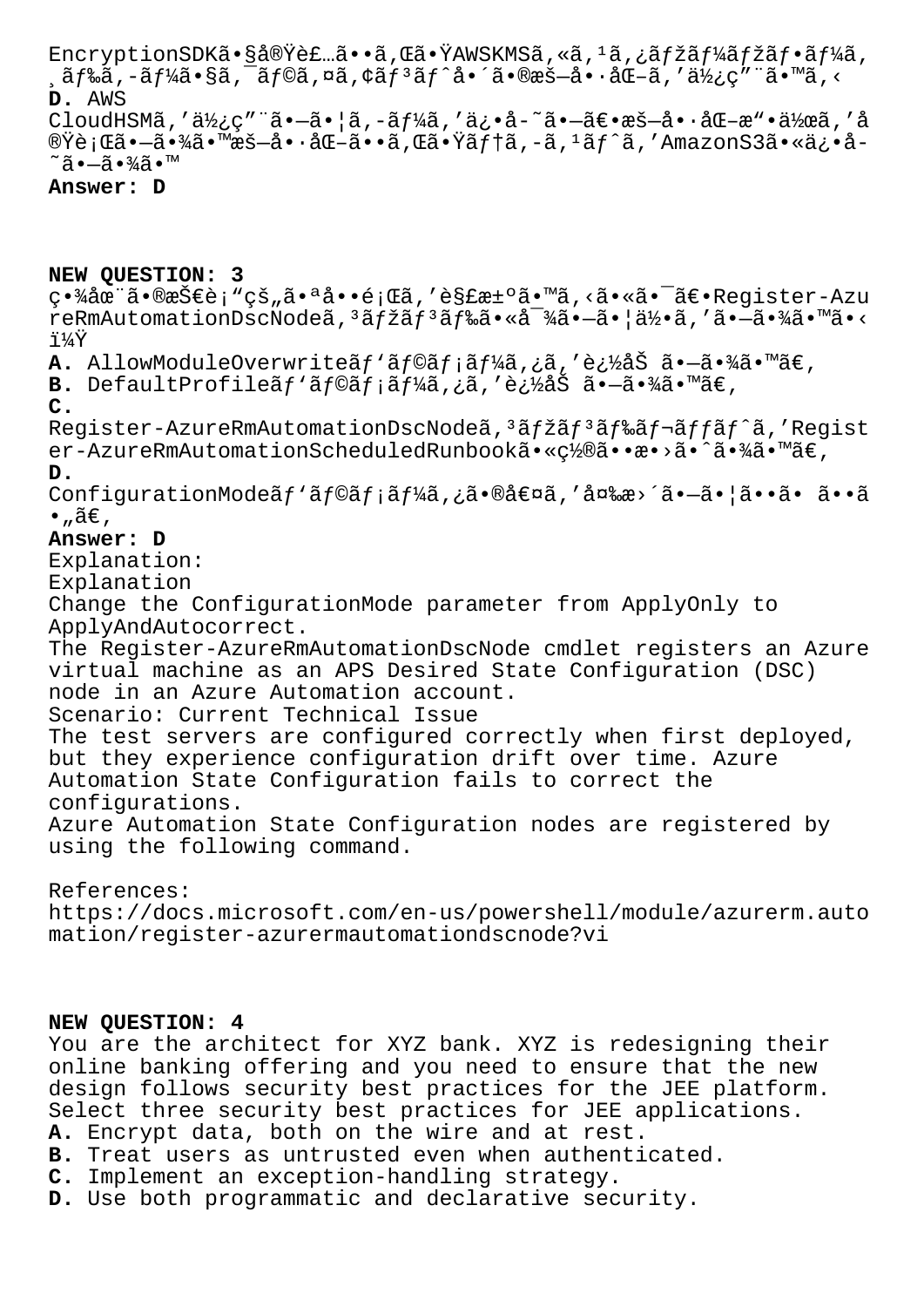EncryptionSDKã•§å®Ÿè£…ã••ã‚Œã•ŸAWSKMSã,«ã,¹ã,¿ãƒžãƒ¼ãƒžãƒ•ãƒ¼ã,¸ãƒ‰ã,-ãƒ¼ã•§ã,¯ãƒ©ã,¤ã,¢ãƒ³ãƒˆå•´ã•®æš—å•·åŒ–ã,'ä½¿ç"¨ã•™ã,‹

**D.** AWS CloudHSMã,'ä½¿ç"¨ã•—ã•¦ã,-ãƒ¼ã,'ä¿•å-˜ã•—ã€•æš—å•·åŒ–æ"•ä½œã,'å®Ÿè¡Œã•—ã•¾ã•™æš—å•·åŒ–ã••ã‚Œã•Ÿãƒ†ã,-ã,¹ãƒˆã,'AmazonS3ã•«ä¿•å-˜ã•—ã•¾ã•™

**Answer: D**

**NEW QUESTION: 3**

ç•¾åœ¨ã•®æŠ€è¡"çš„ã•ªå••é¡Œã,'è§£æ±ºã•™ã,‹ã•«ã•¯ã€•Register-AzureRmAutomationDscNodeã,³ãƒžãƒ³ãƒ‰ã•«å¯¾ã•—ã•¦ä½•ã,'ã•—ã•¾ã•™ã•‹ï¼Ÿ

**A.** AllowModuleOverwriteãƒ'ãƒ©ãƒ¡ãƒ¼ã,¿ã,'è¿½åŠ ã•—ã•¾ã•™ã€,

**B.** DefaultProfileãƒ'ãƒ©ãƒ¡ãƒ¼ã,¿ã,'è¿½åŠ ã•—ã•¾ã•™ã€,

**C.** Register-AzureRmAutomationDscNodeã,³ãƒžãƒ³ãƒ‰ãƒ¬ãƒƒãƒˆã,'Register-AzureRmAutomationScheduledRunbookã•«ç½®ã••æ•›ã•ˆã•¾ã•™ã€,

**D.** ConfigurationModeãƒ'ãƒ©ãƒ¡ãƒ¼ã,¿ã•®å€¤ã,'å¤‰æ›´ã•—ã•¦ã••ã• ã••ã•"ã€,

**Answer: D**

Explanation:

Explanation

Change the ConfigurationMode parameter from ApplyOnly to ApplyAndAutocorrect.

The Register-AzureRmAutomationDscNode cmdlet registers an Azure virtual machine as an APS Desired State Configuration (DSC) node in an Azure Automation account.

Scenario: Current Technical Issue

The test servers are configured correctly when first deployed, but they experience configuration drift over time. Azure Automation State Configuration fails to correct the configurations.

Azure Automation State Configuration nodes are registered by using the following command.

References:

https://docs.microsoft.com/en-us/powershell/module/azurerm.automation/register-azurermautomationdscnode?vi

**NEW QUESTION: 4**

You are the architect for XYZ bank. XYZ is redesigning their online banking offering and you need to ensure that the new design follows security best practices for the JEE platform. Select three security best practices for JEE applications.

**A.** Encrypt data, both on the wire and at rest.

**B.** Treat users as untrusted even when authenticated.

**C.** Implement an exception-handling strategy.

**D.** Use both programmatic and declarative security.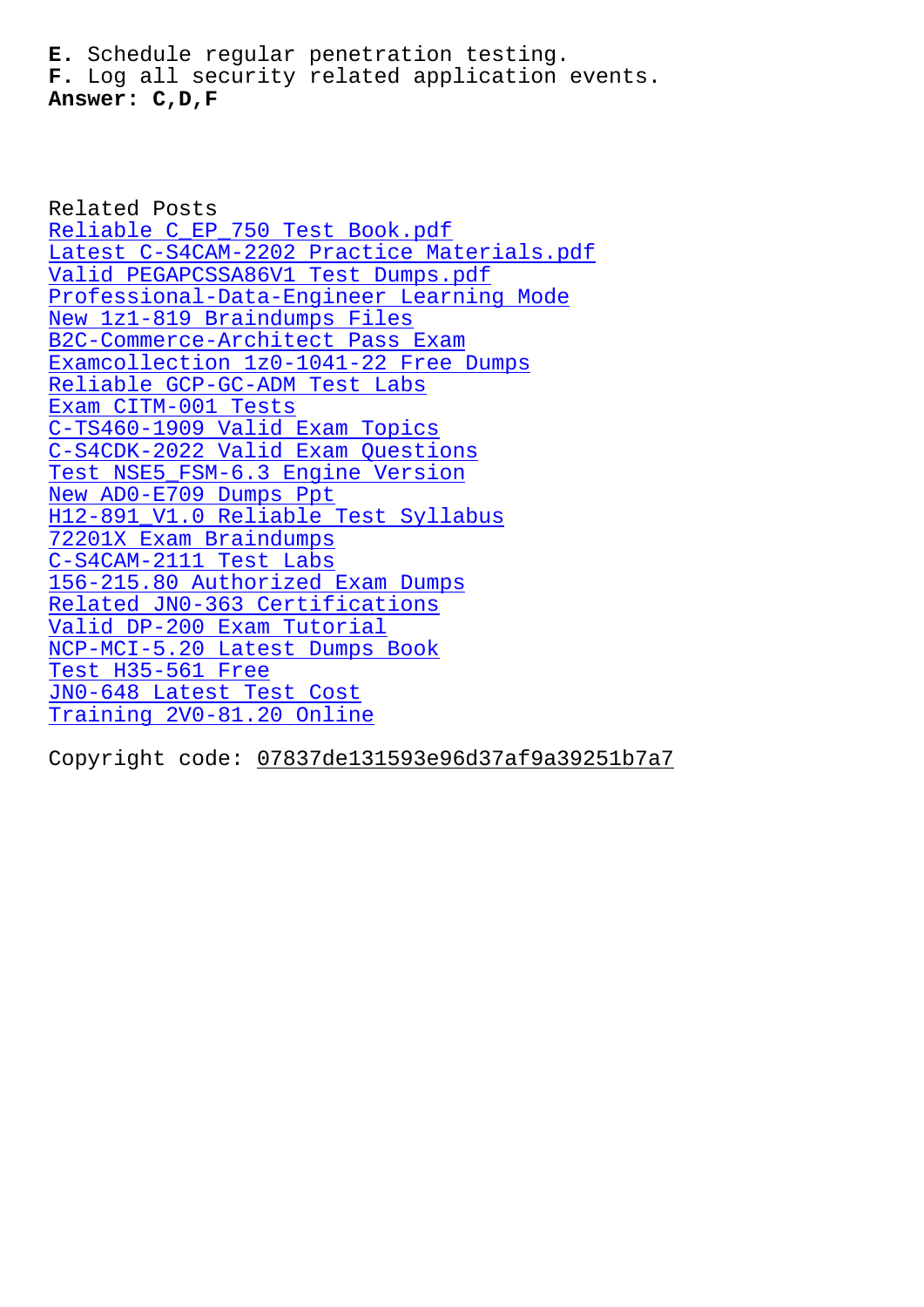**E.** Schedule regular penetration testing.
**F.** Log all security related application events.
**Answer: C,D,F**

Related Posts
Reliable C_EP_750 Test Book.pdf
Latest C-S4CAM-2202 Practice Materials.pdf
Valid PEGAPCSSA86V1 Test Dumps.pdf
Professional-Data-Engineer Learning Mode
New 1z1-819 Braindumps Files
B2C-Commerce-Architect Pass Exam
Examcollection 1z0-1041-22 Free Dumps
Reliable GCP-GC-ADM Test Labs
Exam CITM-001 Tests
C-TS460-1909 Valid Exam Topics
C-S4CDK-2022 Valid Exam Questions
Test NSE5_FSM-6.3 Engine Version
New AD0-E709 Dumps Ppt
H12-891_V1.0 Reliable Test Syllabus
72201X Exam Braindumps
C-S4CAM-2111 Test Labs
156-215.80 Authorized Exam Dumps
Related JN0-363 Certifications
Valid DP-200 Exam Tutorial
NCP-MCI-5.20 Latest Dumps Book
Test H35-561 Free
JN0-648 Latest Test Cost
Training 2V0-81.20 Online

Copyright code: 07837de131593e96d37af9a39251b7a7